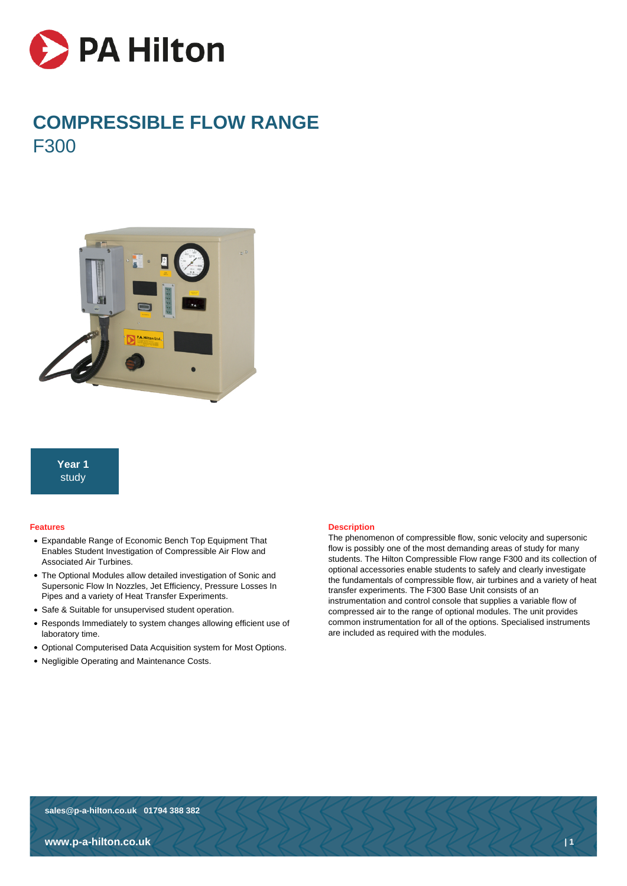# COMPRESSIBLE FLOW RANGE

## F300

**Year 1**
study

### Features

- Expandable Range of Economic Bench Top Equipment That Enables Student Investigation of Compressible Air Flow and Associated Air Turbines.
- The Optional Modules allow detailed investigation of Sonic and Supersonic Flow In Nozzles, Jet Efficiency, Pressure Losses In Pipes and a variety of Heat Transfer Experiments.
- Safe & Suitable for unsupervised student operation.
- Responds Immediately to system changes allowing efficient use of laboratory time.
- Optional Computerised Data Acquisition system for Most Options.
- Negligible Operating and Maintenance Costs.

### Description

The phenomenon of compressible flow, sonic velocity and supersonic flow is possibly one of the most demanding areas of study for many students. The Hilton Compressible Flow range F300 and its collection of optional accessories enable students to safely and clearly investigate the fundamentals of compressible flow, air turbines and a variety of heat transfer experiments. The F300 Base Unit consists of an instrumentation and control console that supplies a variable flow of compressed air to the range of optional modules. The unit provides common instrumentation for all of the options. Specialised instruments are included as required with the modules.

sales@p-a-hilton.co.uk 01794 388 382

www.p-a-hilton.co.uk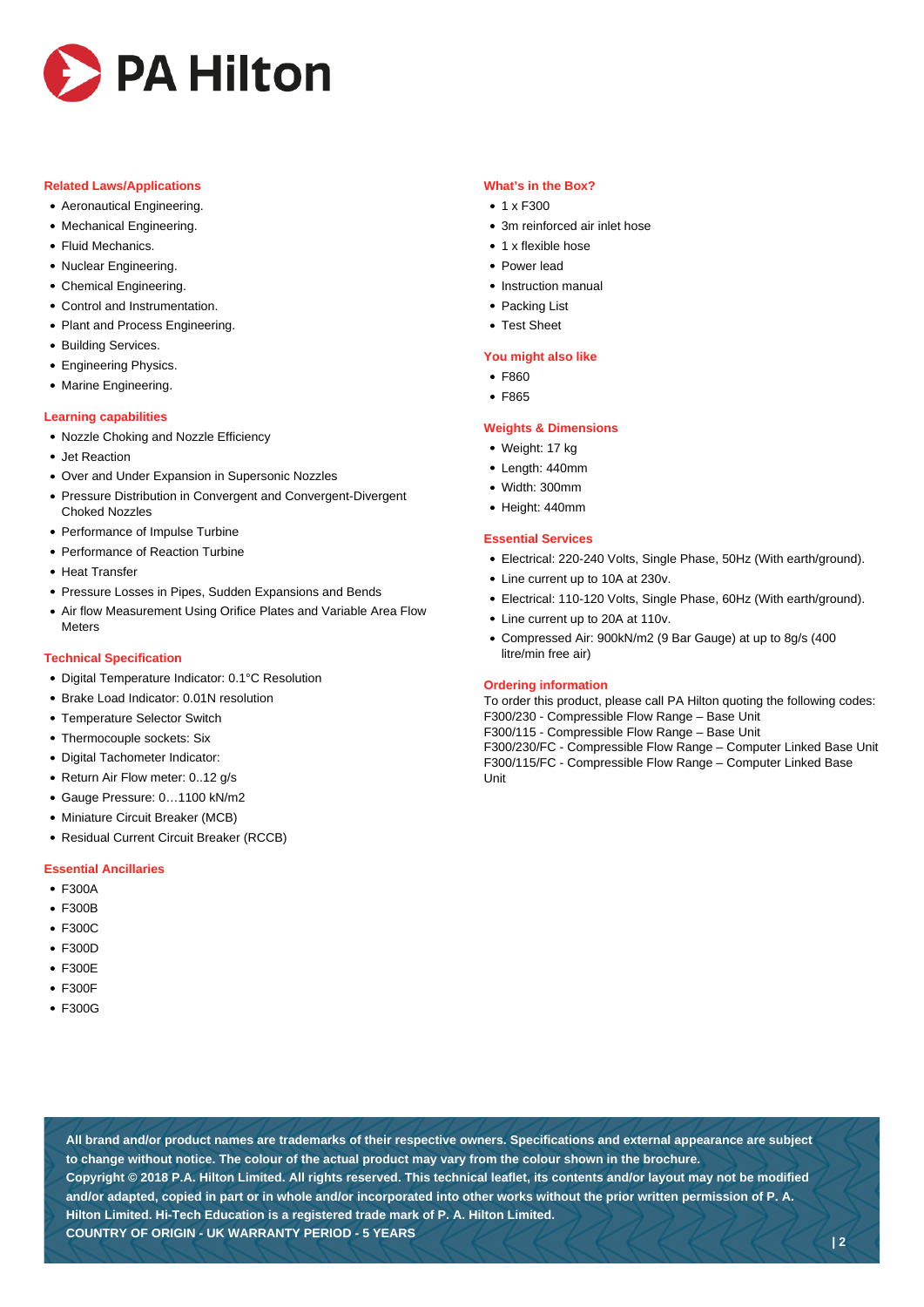**PA Hilton**

### Related Laws/Applications

- Aeronautical Engineering.
- Mechanical Engineering.
- Fluid Mechanics.
- Nuclear Engineering.
- Chemical Engineering.
- Control and Instrumentation.
- Plant and Process Engineering.
- Building Services.
- Engineering Physics.
- Marine Engineering.

### Learning capabilities

- Nozzle Choking and Nozzle Efficiency
- Jet Reaction
- Over and Under Expansion in Supersonic Nozzles
- Pressure Distribution in Convergent and Convergent-Divergent Choked Nozzles
- Performance of Impulse Turbine
- Performance of Reaction Turbine
- Heat Transfer
- Pressure Losses in Pipes, Sudden Expansions and Bends
- Air flow Measurement Using Orifice Plates and Variable Area Flow Meters

### Technical Specification

- Digital Temperature Indicator: 0.1°C Resolution
- Brake Load Indicator: 0.01N resolution
- Temperature Selector Switch
- Thermocouple sockets: Six
- Digital Tachometer Indicator:
- Return Air Flow meter: 0..12 g/s
- Gauge Pressure: 0…1100 kN/m2
- Miniature Circuit Breaker (MCB)
- Residual Current Circuit Breaker (RCCB)

### Essential Ancillaries

- F300A
- F300B
- F300C
- F300D
- F300E
- F300F
- F300G

### What's in the Box?

- 1 x F300
- 3m reinforced air inlet hose
- 1 x flexible hose
- Power lead
- Instruction manual
- Packing List
- Test Sheet

### You might also like

- F860
- F865

### Weights & Dimensions

- Weight: 17 kg
- Length: 440mm
- Width: 300mm
- Height: 440mm

### Essential Services

- Electrical: 220-240 Volts, Single Phase, 50Hz (With earth/ground).
- Line current up to 10A at 230v.
- Electrical: 110-120 Volts, Single Phase, 60Hz (With earth/ground).
- Line current up to 20A at 110v.
- Compressed Air: 900kN/m2 (9 Bar Gauge) at up to 8g/s (400 litre/min free air)

### Ordering information

To order this product, please call PA Hilton quoting the following codes:
F300/230 - Compressible Flow Range – Base Unit
F300/115 - Compressible Flow Range – Base Unit
F300/230/FC - Compressible Flow Range – Computer Linked Base Unit
F300/115/FC - Compressible Flow Range – Computer Linked Base Unit

**All brand and/or product names are trademarks of their respective owners. Specifications and external appearance are subject to change without notice. The colour of the actual product may vary from the colour shown in the brochure. Copyright © 2018 P.A. Hilton Limited. All rights reserved. This technical leaflet, its contents and/or layout may not be modified and/or adapted, copied in part or in whole and/or incorporated into other works without the prior written permission of P. A. Hilton Limited. Hi-Tech Education is a registered trade mark of P. A. Hilton Limited.**
**COUNTRY OF ORIGIN - UK WARRANTY PERIOD - 5 YEARS**